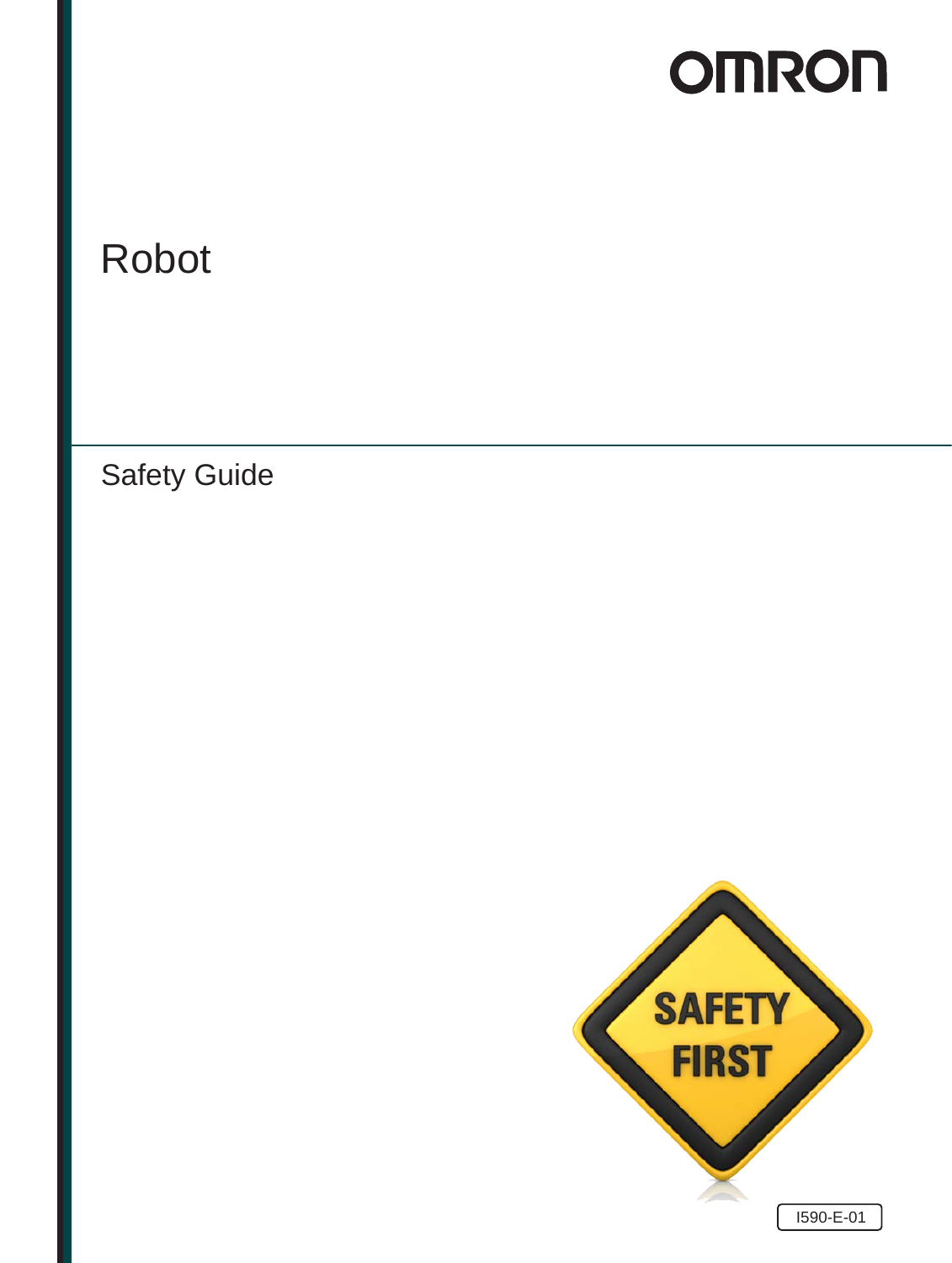OMRON

# Robot

## Safety Guide

SAFETY FIRST

I590-E-01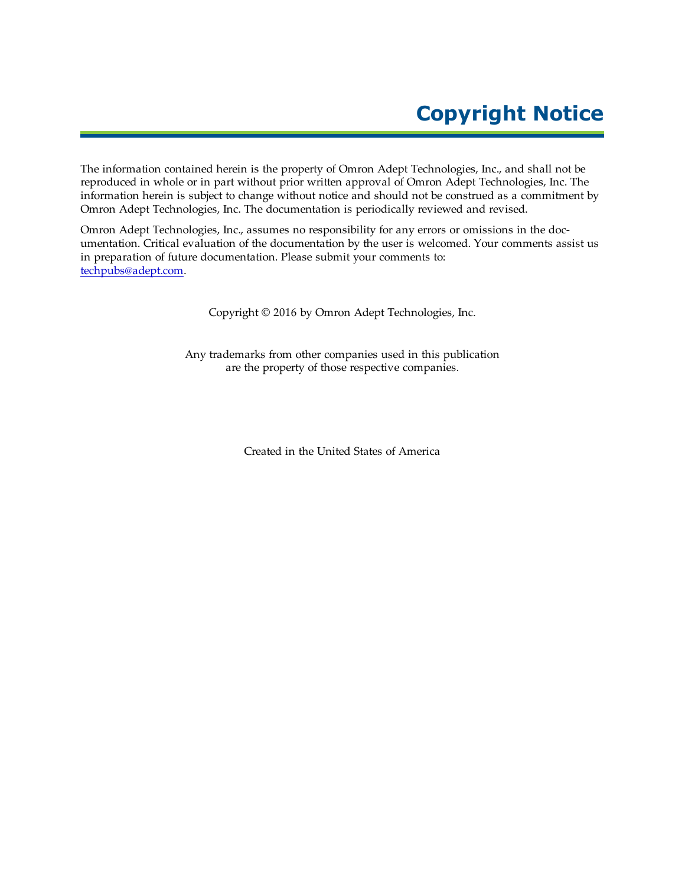# Copyright Notice

The information contained herein is the property of Omron Adept Technologies, Inc., and shall not be reproduced in whole or in part without prior written approval of Omron Adept Technologies, Inc. The information herein is subject to change without notice and should not be construed as a commitment by Omron Adept Technologies, Inc. The documentation is periodically reviewed and revised.

Omron Adept Technologies, Inc., assumes no responsibility for any errors or omissions in the documentation. Critical evaluation of the documentation by the user is welcomed. Your comments assist us in preparation of future documentation. Please submit your comments to: techpubs@adept.com.

Copyright © 2016 by Omron Adept Technologies, Inc.

Any trademarks from other companies used in this publication are the property of those respective companies.

Created in the United States of America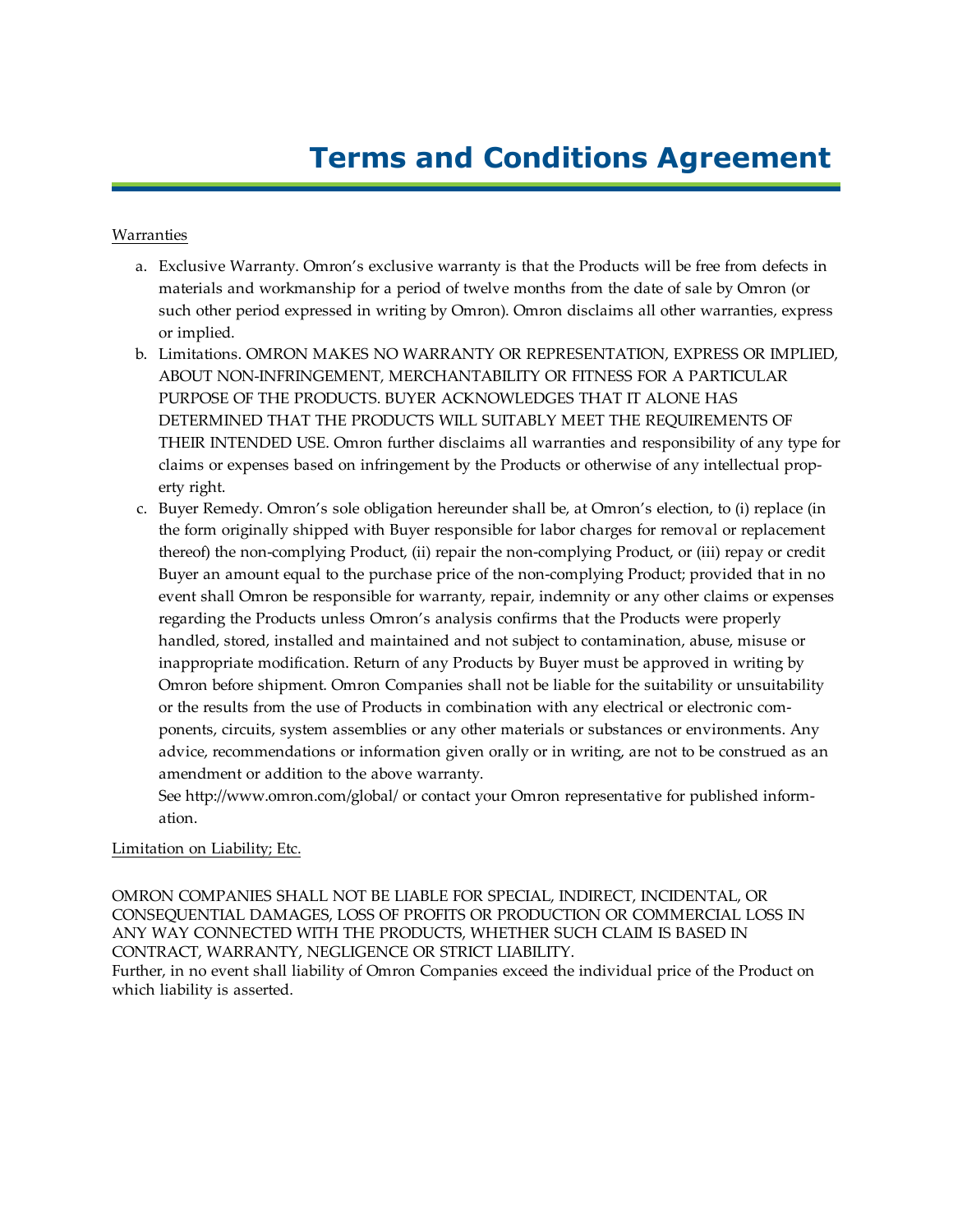# Terms and Conditions Agreement

<u>Warranties</u>

a. Exclusive Warranty. Omron's exclusive warranty is that the Products will be free from defects in materials and workmanship for a period of twelve months from the date of sale by Omron (or such other period expressed in writing by Omron). Omron disclaims all other warranties, express or implied.
b. Limitations. OMRON MAKES NO WARRANTY OR REPRESENTATION, EXPRESS OR IMPLIED, ABOUT NON-INFRINGEMENT, MERCHANTABILITY OR FITNESS FOR A PARTICULAR PURPOSE OF THE PRODUCTS. BUYER ACKNOWLEDGES THAT IT ALONE HAS DETERMINED THAT THE PRODUCTS WILL SUITABLY MEET THE REQUIREMENTS OF THEIR INTENDED USE. Omron further disclaims all warranties and responsibility of any type for claims or expenses based on infringement by the Products or otherwise of any intellectual property right.
c. Buyer Remedy. Omron's sole obligation hereunder shall be, at Omron's election, to (i) replace (in the form originally shipped with Buyer responsible for labor charges for removal or replacement thereof) the non-complying Product, (ii) repair the non-complying Product, or (iii) repay or credit Buyer an amount equal to the purchase price of the non-complying Product; provided that in no event shall Omron be responsible for warranty, repair, indemnity or any other claims or expenses regarding the Products unless Omron's analysis confirms that the Products were properly handled, stored, installed and maintained and not subject to contamination, abuse, misuse or inappropriate modification. Return of any Products by Buyer must be approved in writing by Omron before shipment. Omron Companies shall not be liable for the suitability or unsuitability or the results from the use of Products in combination with any electrical or electronic components, circuits, system assemblies or any other materials or substances or environments. Any advice, recommendations or information given orally or in writing, are not to be construed as an amendment or addition to the above warranty.
   See http://www.omron.com/global/ or contact your Omron representative for published information.

<u>Limitation on Liability; Etc.</u>

OMRON COMPANIES SHALL NOT BE LIABLE FOR SPECIAL, INDIRECT, INCIDENTAL, OR CONSEQUENTIAL DAMAGES, LOSS OF PROFITS OR PRODUCTION OR COMMERCIAL LOSS IN ANY WAY CONNECTED WITH THE PRODUCTS, WHETHER SUCH CLAIM IS BASED IN CONTRACT, WARRANTY, NEGLIGENCE OR STRICT LIABILITY.
Further, in no event shall liability of Omron Companies exceed the individual price of the Product on which liability is asserted.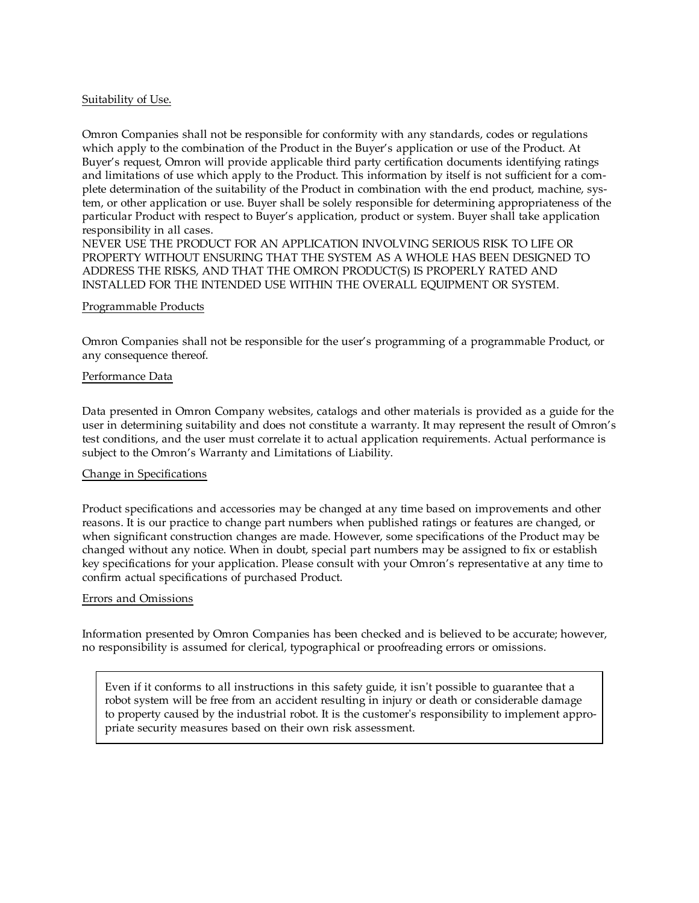Suitability of Use.

Omron Companies shall not be responsible for conformity with any standards, codes or regulations which apply to the combination of the Product in the Buyer's application or use of the Product. At Buyer's request, Omron will provide applicable third party certification documents identifying ratings and limitations of use which apply to the Product. This information by itself is not sufficient for a complete determination of the suitability of the Product in combination with the end product, machine, system, or other application or use. Buyer shall be solely responsible for determining appropriateness of the particular Product with respect to Buyer's application, product or system. Buyer shall take application responsibility in all cases.

NEVER USE THE PRODUCT FOR AN APPLICATION INVOLVING SERIOUS RISK TO LIFE OR PROPERTY WITHOUT ENSURING THAT THE SYSTEM AS A WHOLE HAS BEEN DESIGNED TO ADDRESS THE RISKS, AND THAT THE OMRON PRODUCT(S) IS PROPERLY RATED AND INSTALLED FOR THE INTENDED USE WITHIN THE OVERALL EQUIPMENT OR SYSTEM.

Programmable Products

Omron Companies shall not be responsible for the user's programming of a programmable Product, or any consequence thereof.

Performance Data

Data presented in Omron Company websites, catalogs and other materials is provided as a guide for the user in determining suitability and does not constitute a warranty. It may represent the result of Omron's test conditions, and the user must correlate it to actual application requirements. Actual performance is subject to the Omron's Warranty and Limitations of Liability.

Change in Specifications

Product specifications and accessories may be changed at any time based on improvements and other reasons. It is our practice to change part numbers when published ratings or features are changed, or when significant construction changes are made. However, some specifications of the Product may be changed without any notice. When in doubt, special part numbers may be assigned to fix or establish key specifications for your application. Please consult with your Omron's representative at any time to confirm actual specifications of purchased Product.

Errors and Omissions

Information presented by Omron Companies has been checked and is believed to be accurate; however, no responsibility is assumed for clerical, typographical or proofreading errors or omissions.

Even if it conforms to all instructions in this safety guide, it isn't possible to guarantee that a robot system will be free from an accident resulting in injury or death or considerable damage to property caused by the industrial robot. It is the customer's responsibility to implement appropriate security measures based on their own risk assessment.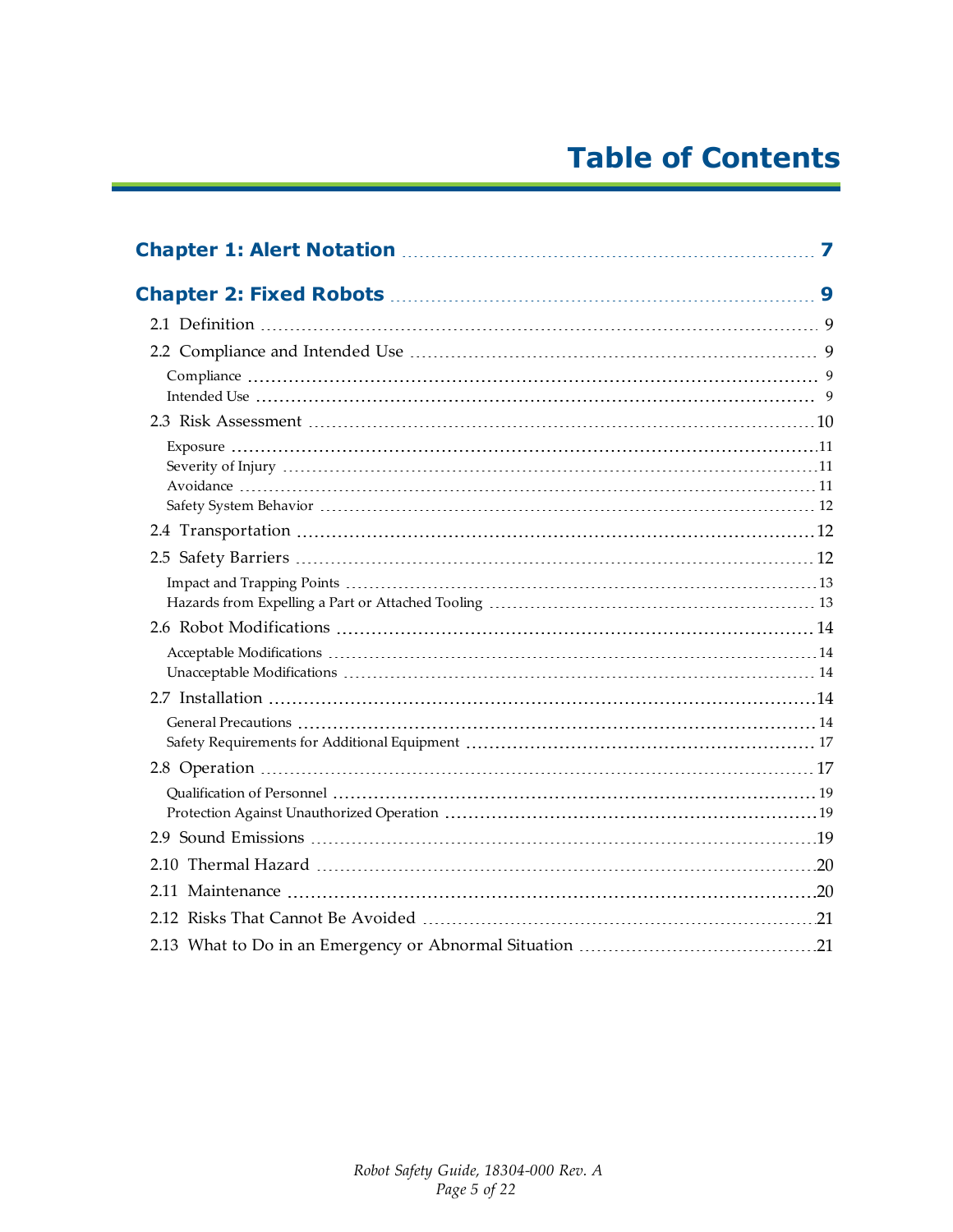# Table of Contents

**Chapter 1: Alert Notation** ........ 7

**Chapter 2: Fixed Robots** ........ 9

- 2.1 Definition ........ 9
- 2.2 Compliance and Intended Use ........ 9
  - Compliance ........ 9
  - Intended Use ........ 9
- 2.3 Risk Assessment ........ 10
  - Exposure ........ 11
  - Severity of Injury ........ 11
  - Avoidance ........ 11
  - Safety System Behavior ........ 12
- 2.4 Transportation ........ 12
- 2.5 Safety Barriers ........ 12
  - Impact and Trapping Points ........ 13
  - Hazards from Expelling a Part or Attached Tooling ........ 13
- 2.6 Robot Modifications ........ 14
  - Acceptable Modifications ........ 14
  - Unacceptable Modifications ........ 14
- 2.7 Installation ........ 14
  - General Precautions ........ 14
  - Safety Requirements for Additional Equipment ........ 17
- 2.8 Operation ........ 17
  - Qualification of Personnel ........ 19
  - Protection Against Unauthorized Operation ........ 19
- 2.9 Sound Emissions ........ 19
- 2.10 Thermal Hazard ........ 20
- 2.11 Maintenance ........ 20
- 2.12 Risks That Cannot Be Avoided ........ 21
- 2.13 What to Do in an Emergency or Abnormal Situation ........ 21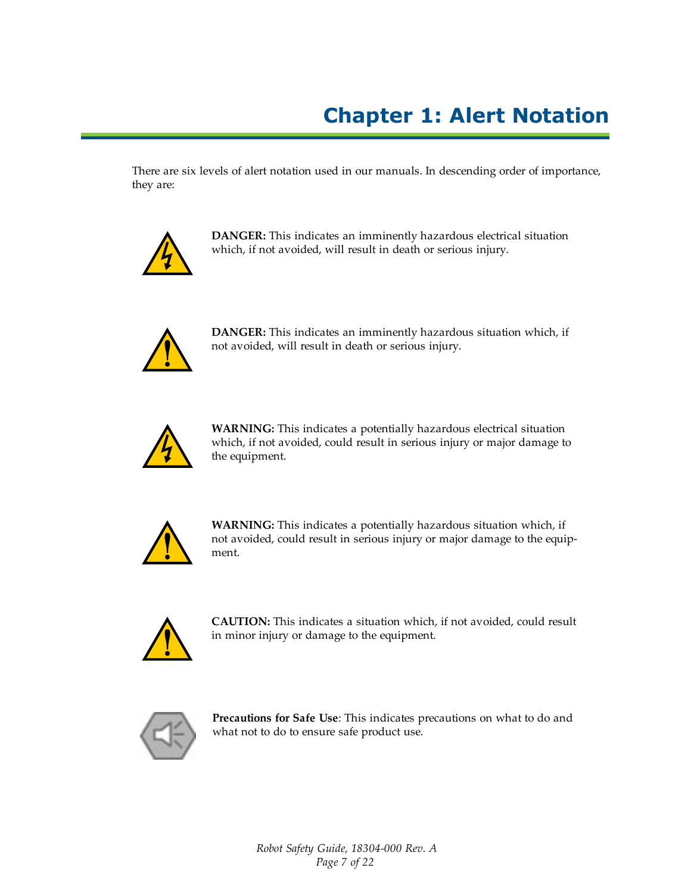# Chapter 1: Alert Notation

There are six levels of alert notation used in our manuals. In descending order of importance, they are:

**DANGER:** This indicates an imminently hazardous electrical situation which, if not avoided, will result in death or serious injury.

**DANGER:** This indicates an imminently hazardous situation which, if not avoided, will result in death or serious injury.

**WARNING:** This indicates a potentially hazardous electrical situation which, if not avoided, could result in serious injury or major damage to the equipment.

**WARNING:** This indicates a potentially hazardous situation which, if not avoided, could result in serious injury or major damage to the equipment.

**CAUTION:** This indicates a situation which, if not avoided, could result in minor injury or damage to the equipment.

**Precautions for Safe Use**: This indicates precautions on what to do and what not to do to ensure safe product use.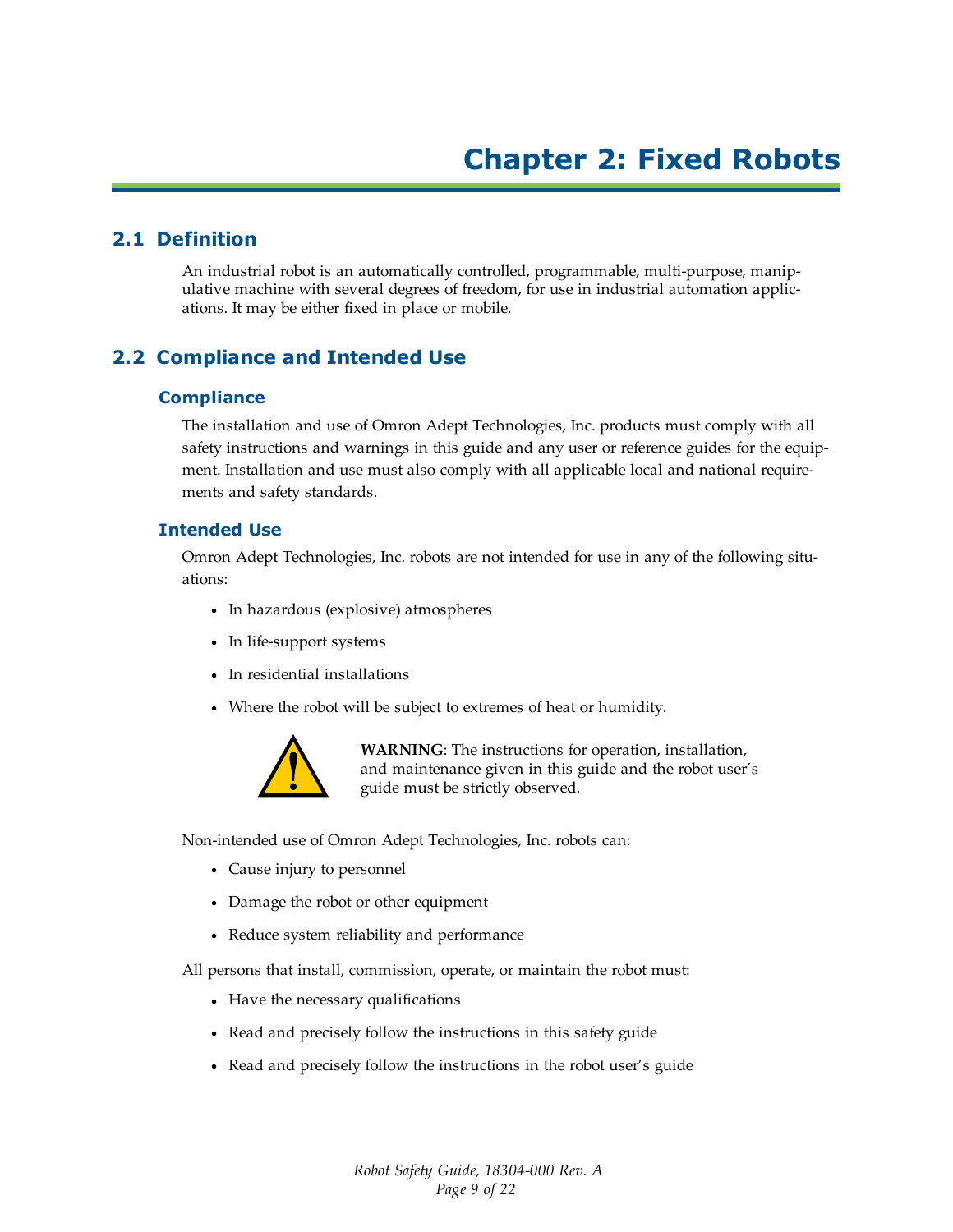# Chapter 2: Fixed Robots

## 2.1 Definition

An industrial robot is an automatically controlled, programmable, multi-purpose, manipulative machine with several degrees of freedom, for use in industrial automation applications. It may be either fixed in place or mobile.

## 2.2 Compliance and Intended Use

### Compliance

The installation and use of Omron Adept Technologies, Inc. products must comply with all safety instructions and warnings in this guide and any user or reference guides for the equipment. Installation and use must also comply with all applicable local and national requirements and safety standards.

### Intended Use

Omron Adept Technologies, Inc. robots are not intended for use in any of the following situations:

- In hazardous (explosive) atmospheres
- In life-support systems
- In residential installations
- Where the robot will be subject to extremes of heat or humidity.

**WARNING**: The instructions for operation, installation, and maintenance given in this guide and the robot user's guide must be strictly observed.

Non-intended use of Omron Adept Technologies, Inc. robots can:

- Cause injury to personnel
- Damage the robot or other equipment
- Reduce system reliability and performance

All persons that install, commission, operate, or maintain the robot must:

- Have the necessary qualifications
- Read and precisely follow the instructions in this safety guide
- Read and precisely follow the instructions in the robot user's guide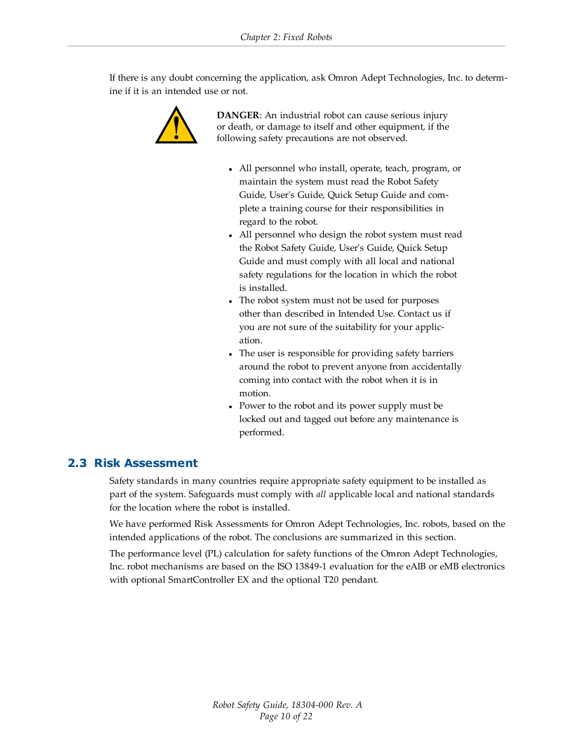If there is any doubt concerning the application, ask Omron Adept Technologies, Inc. to determine if it is an intended use or not.

**DANGER**: An industrial robot can cause serious injury or death, or damage to itself and other equipment, if the following safety precautions are not observed.

- All personnel who install, operate, teach, program, or maintain the system must read the Robot Safety Guide, User's Guide, Quick Setup Guide and complete a training course for their responsibilities in regard to the robot.
- All personnel who design the robot system must read the Robot Safety Guide, User's Guide, Quick Setup Guide and must comply with all local and national safety regulations for the location in which the robot is installed.
- The robot system must not be used for purposes other than described in Intended Use. Contact us if you are not sure of the suitability for your application.
- The user is responsible for providing safety barriers around the robot to prevent anyone from accidentally coming into contact with the robot when it is in motion.
- Power to the robot and its power supply must be locked out and tagged out before any maintenance is performed.

## 2.3 Risk Assessment

Safety standards in many countries require appropriate safety equipment to be installed as part of the system. Safeguards must comply with *all* applicable local and national standards for the location where the robot is installed.

We have performed Risk Assessments for Omron Adept Technologies, Inc. robots, based on the intended applications of the robot. The conclusions are summarized in this section.

The performance level (PL) calculation for safety functions of the Omron Adept Technologies, Inc. robot mechanisms are based on the ISO 13849-1 evaluation for the eAIB or eMB electronics with optional SmartController EX and the optional T20 pendant.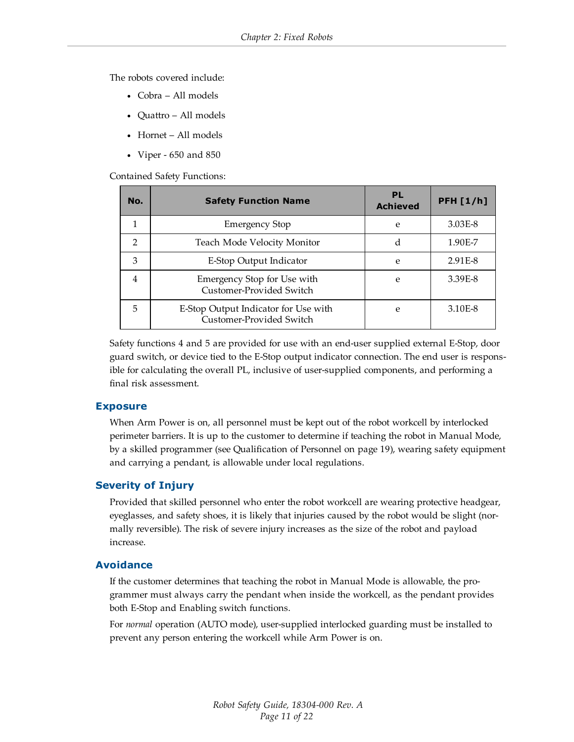The robots covered include:

- Cobra – All models
- Quattro – All models
- Hornet – All models
- Viper - 650 and 850

Contained Safety Functions:

| No. | Safety Function Name | PL Achieved | PFH [1/h] |
|---|---|---|---|
| 1 | Emergency Stop | e | 3.03E-8 |
| 2 | Teach Mode Velocity Monitor | d | 1.90E-7 |
| 3 | E-Stop Output Indicator | e | 2.91E-8 |
| 4 | Emergency Stop for Use with Customer-Provided Switch | e | 3.39E-8 |
| 5 | E-Stop Output Indicator for Use with Customer-Provided Switch | e | 3.10E-8 |

Safety functions 4 and 5 are provided for use with an end-user supplied external E-Stop, door guard switch, or device tied to the E-Stop output indicator connection. The end user is responsible for calculating the overall PL, inclusive of user-supplied components, and performing a final risk assessment.

### Exposure

When Arm Power is on, all personnel must be kept out of the robot workcell by interlocked perimeter barriers. It is up to the customer to determine if teaching the robot in Manual Mode, by a skilled programmer (see Qualification of Personnel on page 19), wearing safety equipment and carrying a pendant, is allowable under local regulations.

### Severity of Injury

Provided that skilled personnel who enter the robot workcell are wearing protective headgear, eyeglasses, and safety shoes, it is likely that injuries caused by the robot would be slight (normally reversible). The risk of severe injury increases as the size of the robot and payload increase.

### Avoidance

If the customer determines that teaching the robot in Manual Mode is allowable, the programmer must always carry the pendant when inside the workcell, as the pendant provides both E-Stop and Enabling switch functions.

For *normal* operation (AUTO mode), user-supplied interlocked guarding must be installed to prevent any person entering the workcell while Arm Power is on.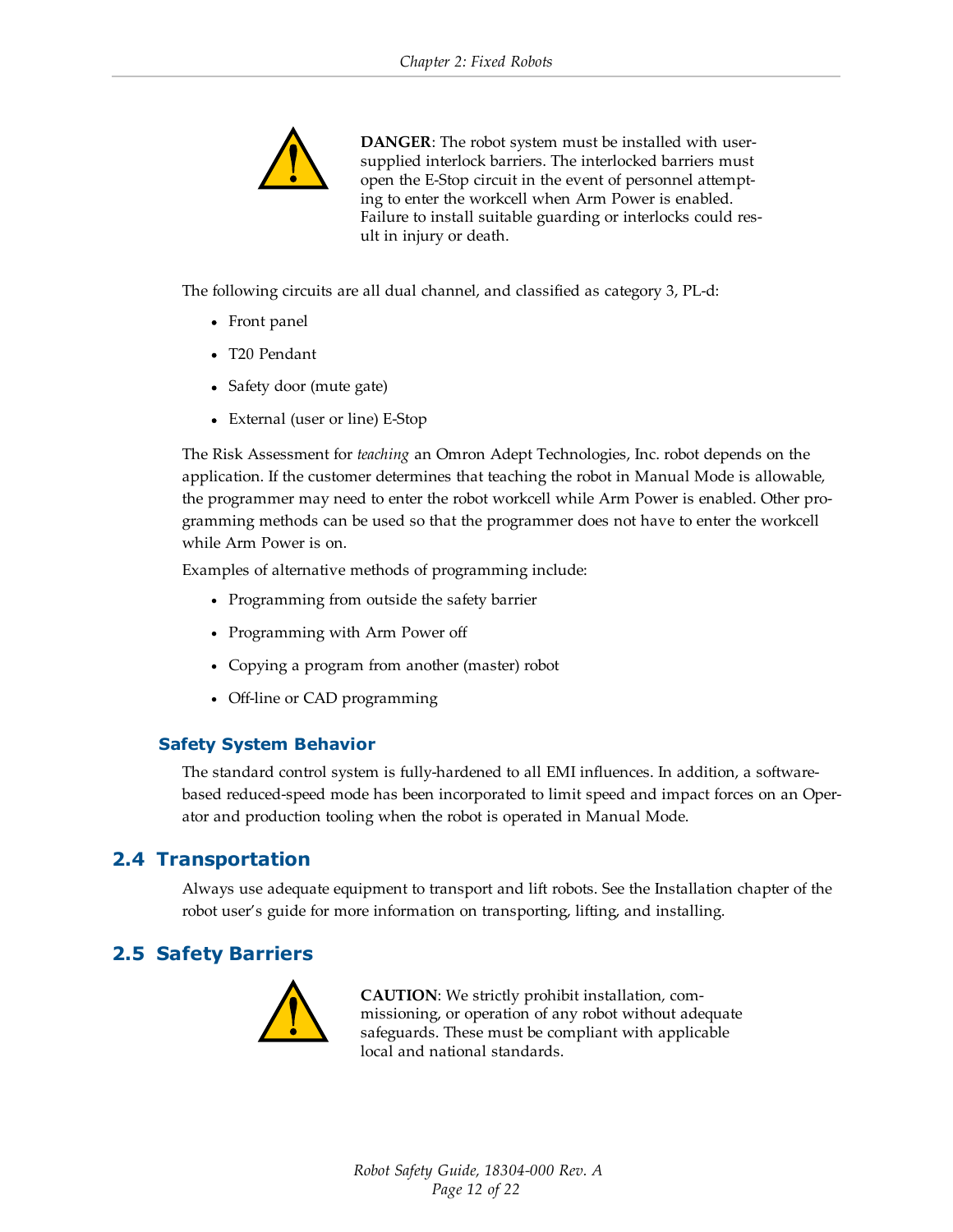**DANGER**: The robot system must be installed with user-supplied interlock barriers. The interlocked barriers must open the E-Stop circuit in the event of personnel attempting to enter the workcell when Arm Power is enabled. Failure to install suitable guarding or interlocks could result in injury or death.

The following circuits are all dual channel, and classified as category 3, PL-d:

- Front panel
- T20 Pendant
- Safety door (mute gate)
- External (user or line) E-Stop

The Risk Assessment for *teaching* an Omron Adept Technologies, Inc. robot depends on the application. If the customer determines that teaching the robot in Manual Mode is allowable, the programmer may need to enter the robot workcell while Arm Power is enabled. Other programming methods can be used so that the programmer does not have to enter the workcell while Arm Power is on.

Examples of alternative methods of programming include:

- Programming from outside the safety barrier
- Programming with Arm Power off
- Copying a program from another (master) robot
- Off-line or CAD programming

### Safety System Behavior

The standard control system is fully-hardened to all EMI influences. In addition, a software-based reduced-speed mode has been incorporated to limit speed and impact forces on an Operator and production tooling when the robot is operated in Manual Mode.

## 2.4 Transportation

Always use adequate equipment to transport and lift robots. See the Installation chapter of the robot user's guide for more information on transporting, lifting, and installing.

## 2.5 Safety Barriers

**CAUTION**: We strictly prohibit installation, commissioning, or operation of any robot without adequate safeguards. These must be compliant with applicable local and national standards.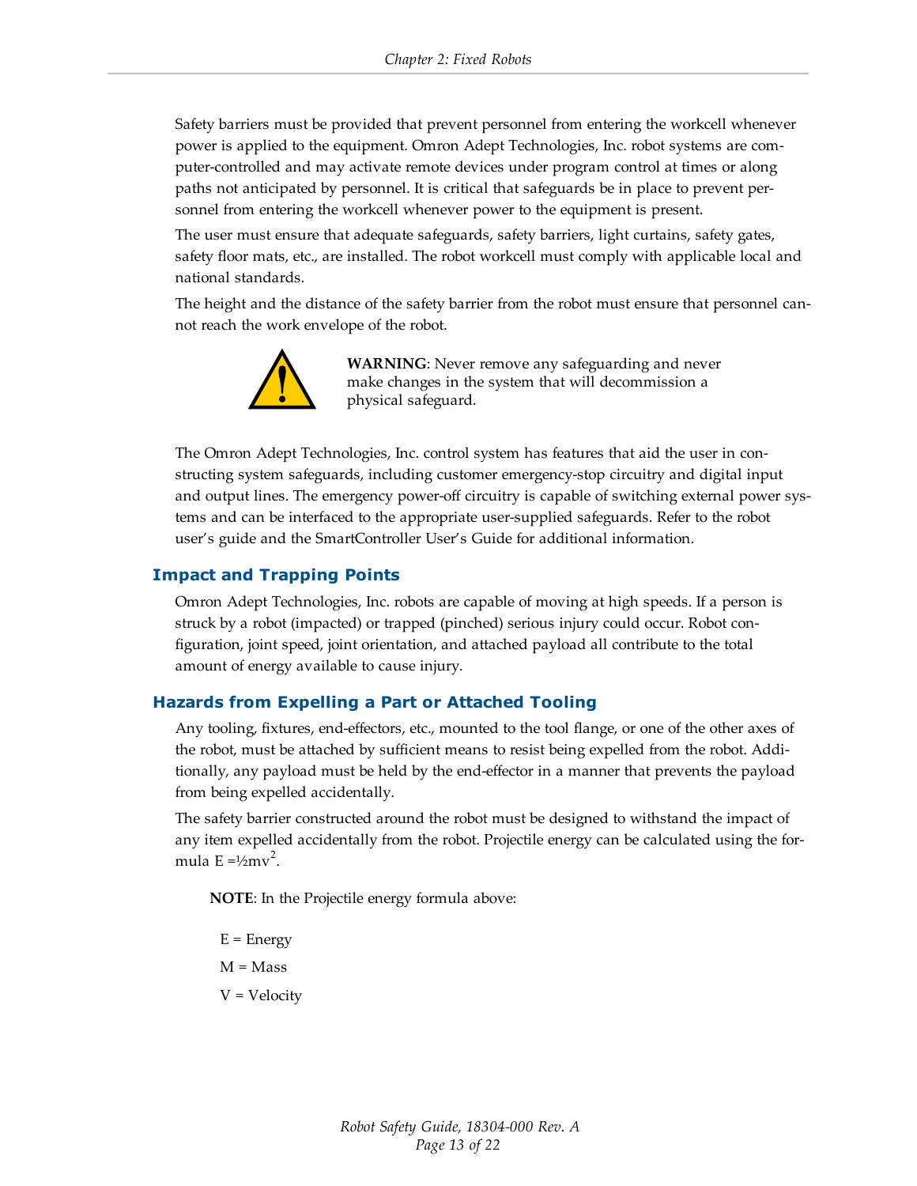Safety barriers must be provided that prevent personnel from entering the workcell whenever power is applied to the equipment. Omron Adept Technologies, Inc. robot systems are computer-controlled and may activate remote devices under program control at times or along paths not anticipated by personnel. It is critical that safeguards be in place to prevent personnel from entering the workcell whenever power to the equipment is present.

The user must ensure that adequate safeguards, safety barriers, light curtains, safety gates, safety floor mats, etc., are installed. The robot workcell must comply with applicable local and national standards.

The height and the distance of the safety barrier from the robot must ensure that personnel cannot reach the work envelope of the robot.

**WARNING**: Never remove any safeguarding and never make changes in the system that will decommission a physical safeguard.

The Omron Adept Technologies, Inc. control system has features that aid the user in constructing system safeguards, including customer emergency-stop circuitry and digital input and output lines. The emergency power-off circuitry is capable of switching external power systems and can be interfaced to the appropriate user-supplied safeguards. Refer to the robot user's guide and the SmartController User's Guide for additional information.

### Impact and Trapping Points

Omron Adept Technologies, Inc. robots are capable of moving at high speeds. If a person is struck by a robot (impacted) or trapped (pinched) serious injury could occur. Robot configuration, joint speed, joint orientation, and attached payload all contribute to the total amount of energy available to cause injury.

### Hazards from Expelling a Part or Attached Tooling

Any tooling, fixtures, end-effectors, etc., mounted to the tool flange, or one of the other axes of the robot, must be attached by sufficient means to resist being expelled from the robot. Additionally, any payload must be held by the end-effector in a manner that prevents the payload from being expelled accidentally.

The safety barrier constructed around the robot must be designed to withstand the impact of any item expelled accidentally from the robot. Projectile energy can be calculated using the formula $E = ½mv^2$.

**NOTE**: In the Projectile energy formula above:

E = Energy

M = Mass

V = Velocity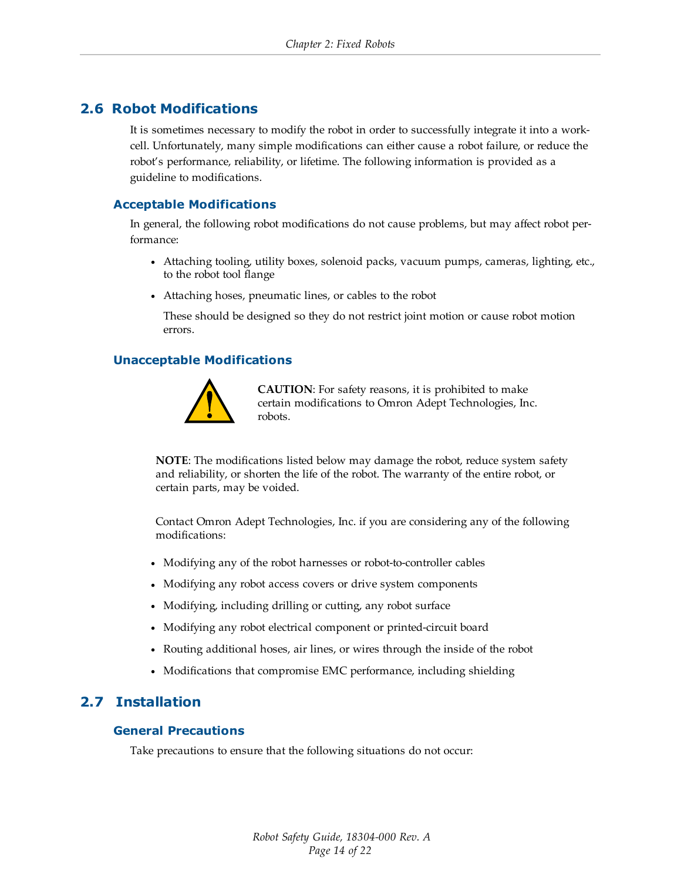## 2.6 Robot Modifications

It is sometimes necessary to modify the robot in order to successfully integrate it into a workcell. Unfortunately, many simple modifications can either cause a robot failure, or reduce the robot's performance, reliability, or lifetime. The following information is provided as a guideline to modifications.

### Acceptable Modifications

In general, the following robot modifications do not cause problems, but may affect robot performance:

- Attaching tooling, utility boxes, solenoid packs, vacuum pumps, cameras, lighting, etc., to the robot tool flange
- Attaching hoses, pneumatic lines, or cables to the robot

  These should be designed so they do not restrict joint motion or cause robot motion errors.

### Unacceptable Modifications

**CAUTION**: For safety reasons, it is prohibited to make certain modifications to Omron Adept Technologies, Inc. robots.

**NOTE**: The modifications listed below may damage the robot, reduce system safety and reliability, or shorten the life of the robot. The warranty of the entire robot, or certain parts, may be voided.

Contact Omron Adept Technologies, Inc. if you are considering any of the following modifications:

- Modifying any of the robot harnesses or robot-to-controller cables
- Modifying any robot access covers or drive system components
- Modifying, including drilling or cutting, any robot surface
- Modifying any robot electrical component or printed-circuit board
- Routing additional hoses, air lines, or wires through the inside of the robot
- Modifications that compromise EMC performance, including shielding

## 2.7 Installation

### General Precautions

Take precautions to ensure that the following situations do not occur: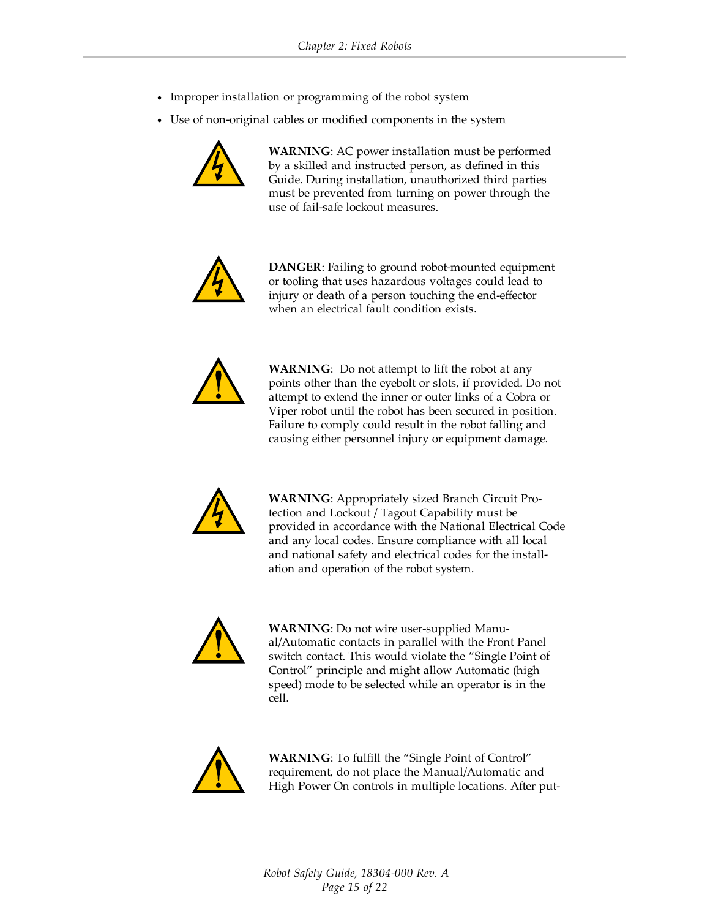- Improper installation or programming of the robot system
- Use of non-original cables or modified components in the system

**WARNING**: AC power installation must be performed by a skilled and instructed person, as defined in this Guide. During installation, unauthorized third parties must be prevented from turning on power through the use of fail-safe lockout measures.

**DANGER**: Failing to ground robot-mounted equipment or tooling that uses hazardous voltages could lead to injury or death of a person touching the end-effector when an electrical fault condition exists.

**WARNING**: Do not attempt to lift the robot at any points other than the eyebolt or slots, if provided. Do not attempt to extend the inner or outer links of a Cobra or Viper robot until the robot has been secured in position. Failure to comply could result in the robot falling and causing either personnel injury or equipment damage.

**WARNING**: Appropriately sized Branch Circuit Protection and Lockout / Tagout Capability must be provided in accordance with the National Electrical Code and any local codes. Ensure compliance with all local and national safety and electrical codes for the installation and operation of the robot system.

**WARNING**: Do not wire user-supplied Manual/Automatic contacts in parallel with the Front Panel switch contact. This would violate the "Single Point of Control" principle and might allow Automatic (high speed) mode to be selected while an operator is in the cell.

**WARNING**: To fulfill the "Single Point of Control" requirement, do not place the Manual/Automatic and High Power On controls in multiple locations. After put-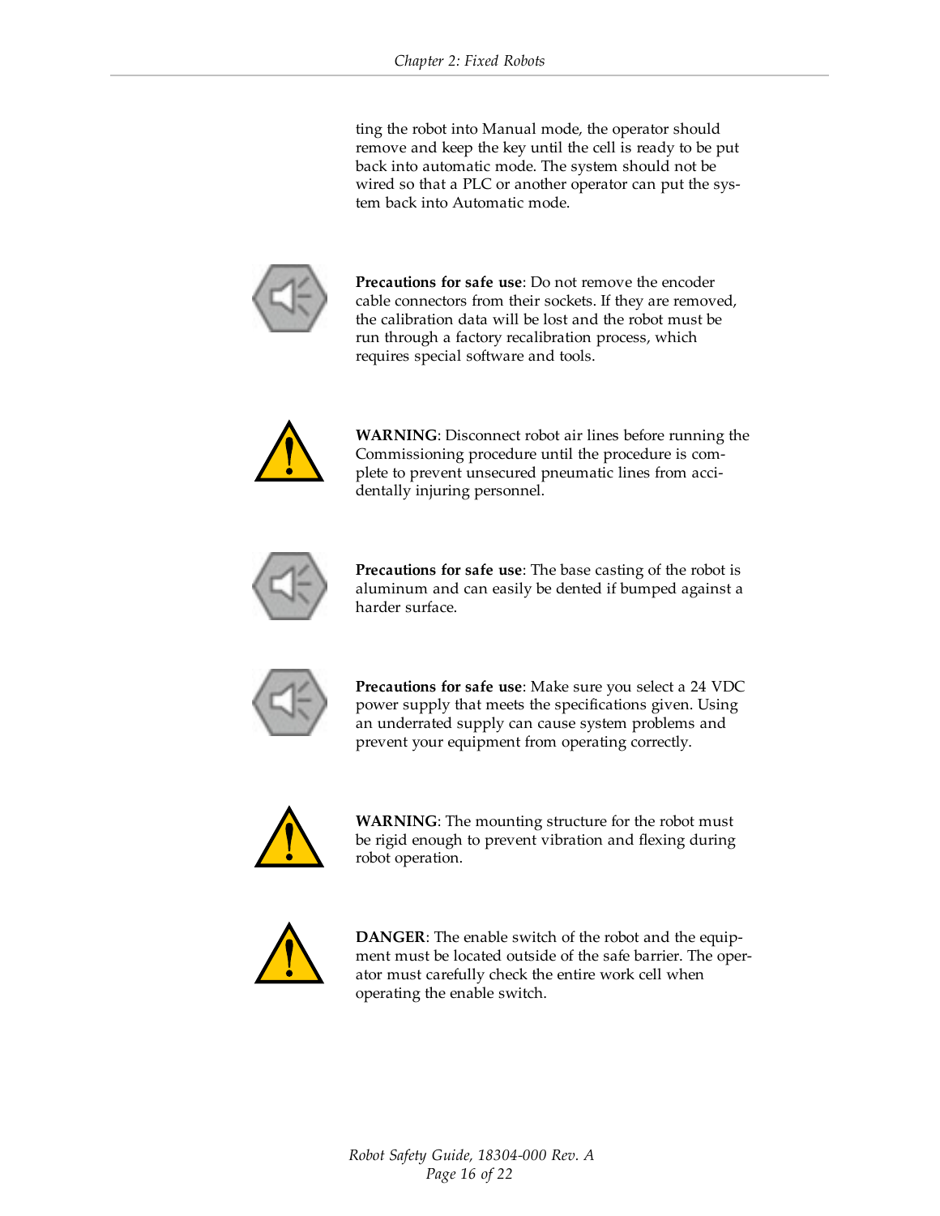ting the robot into Manual mode, the operator should remove and keep the key until the cell is ready to be put back into automatic mode. The system should not be wired so that a PLC or another operator can put the system back into Automatic mode.

**Precautions for safe use**: Do not remove the encoder cable connectors from their sockets. If they are removed, the calibration data will be lost and the robot must be run through a factory recalibration process, which requires special software and tools.

**WARNING**: Disconnect robot air lines before running the Commissioning procedure until the procedure is complete to prevent unsecured pneumatic lines from accidentally injuring personnel.

**Precautions for safe use**: The base casting of the robot is aluminum and can easily be dented if bumped against a harder surface.

**Precautions for safe use**: Make sure you select a 24 VDC power supply that meets the specifications given. Using an underrated supply can cause system problems and prevent your equipment from operating correctly.

**WARNING**: The mounting structure for the robot must be rigid enough to prevent vibration and flexing during robot operation.

**DANGER**: The enable switch of the robot and the equipment must be located outside of the safe barrier. The operator must carefully check the entire work cell when operating the enable switch.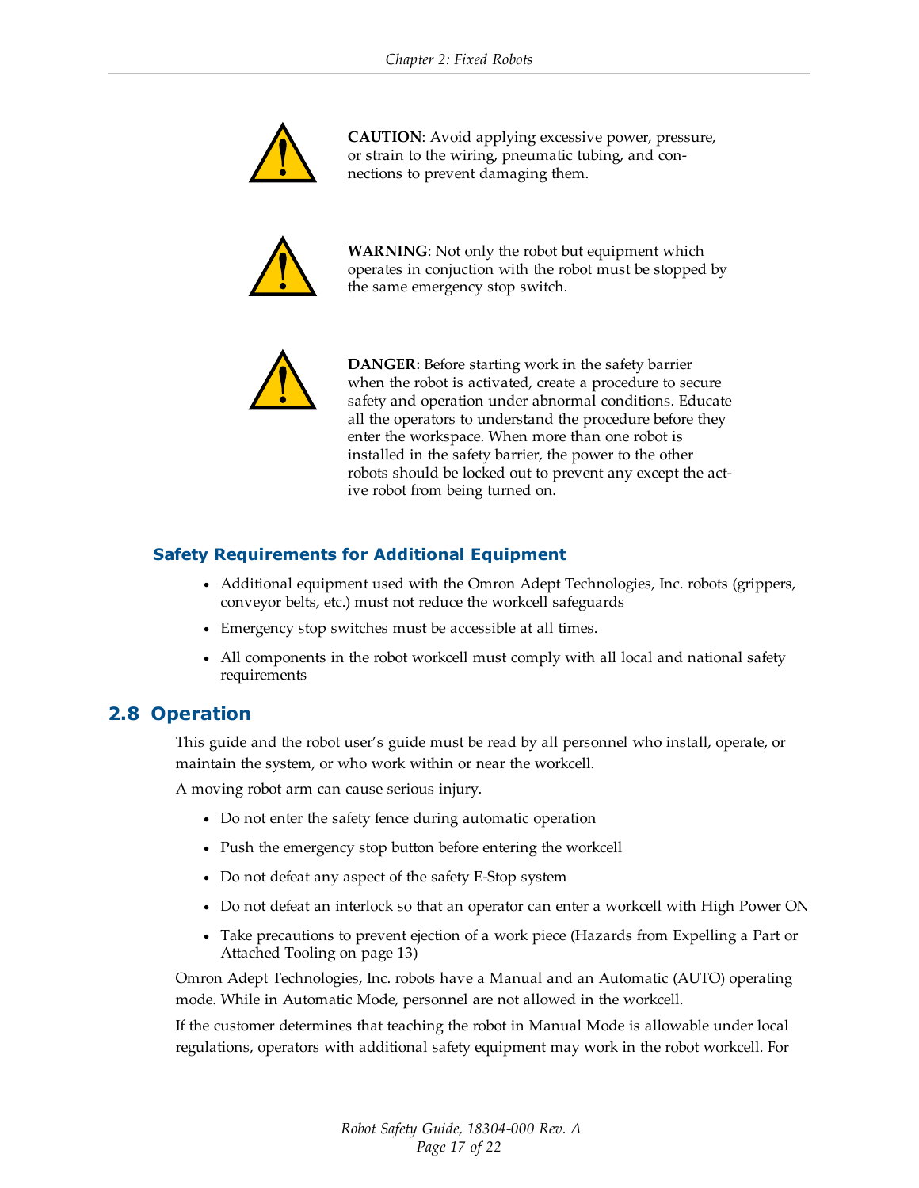**CAUTION**: Avoid applying excessive power, pressure, or strain to the wiring, pneumatic tubing, and connections to prevent damaging them.

**WARNING**: Not only the robot but equipment which operates in conjuction with the robot must be stopped by the same emergency stop switch.

**DANGER**: Before starting work in the safety barrier when the robot is activated, create a procedure to secure safety and operation under abnormal conditions. Educate all the operators to understand the procedure before they enter the workspace. When more than one robot is installed in the safety barrier, the power to the other robots should be locked out to prevent any except the active robot from being turned on.

### Safety Requirements for Additional Equipment

- Additional equipment used with the Omron Adept Technologies, Inc. robots (grippers, conveyor belts, etc.) must not reduce the workcell safeguards
- Emergency stop switches must be accessible at all times.
- All components in the robot workcell must comply with all local and national safety requirements

## 2.8 Operation

This guide and the robot user's guide must be read by all personnel who install, operate, or maintain the system, or who work within or near the workcell.

A moving robot arm can cause serious injury.

- Do not enter the safety fence during automatic operation
- Push the emergency stop button before entering the workcell
- Do not defeat any aspect of the safety E-Stop system
- Do not defeat an interlock so that an operator can enter a workcell with High Power ON
- Take precautions to prevent ejection of a work piece (Hazards from Expelling a Part or Attached Tooling on page 13)

Omron Adept Technologies, Inc. robots have a Manual and an Automatic (AUTO) operating mode. While in Automatic Mode, personnel are not allowed in the workcell.

If the customer determines that teaching the robot in Manual Mode is allowable under local regulations, operators with additional safety equipment may work in the robot workcell. For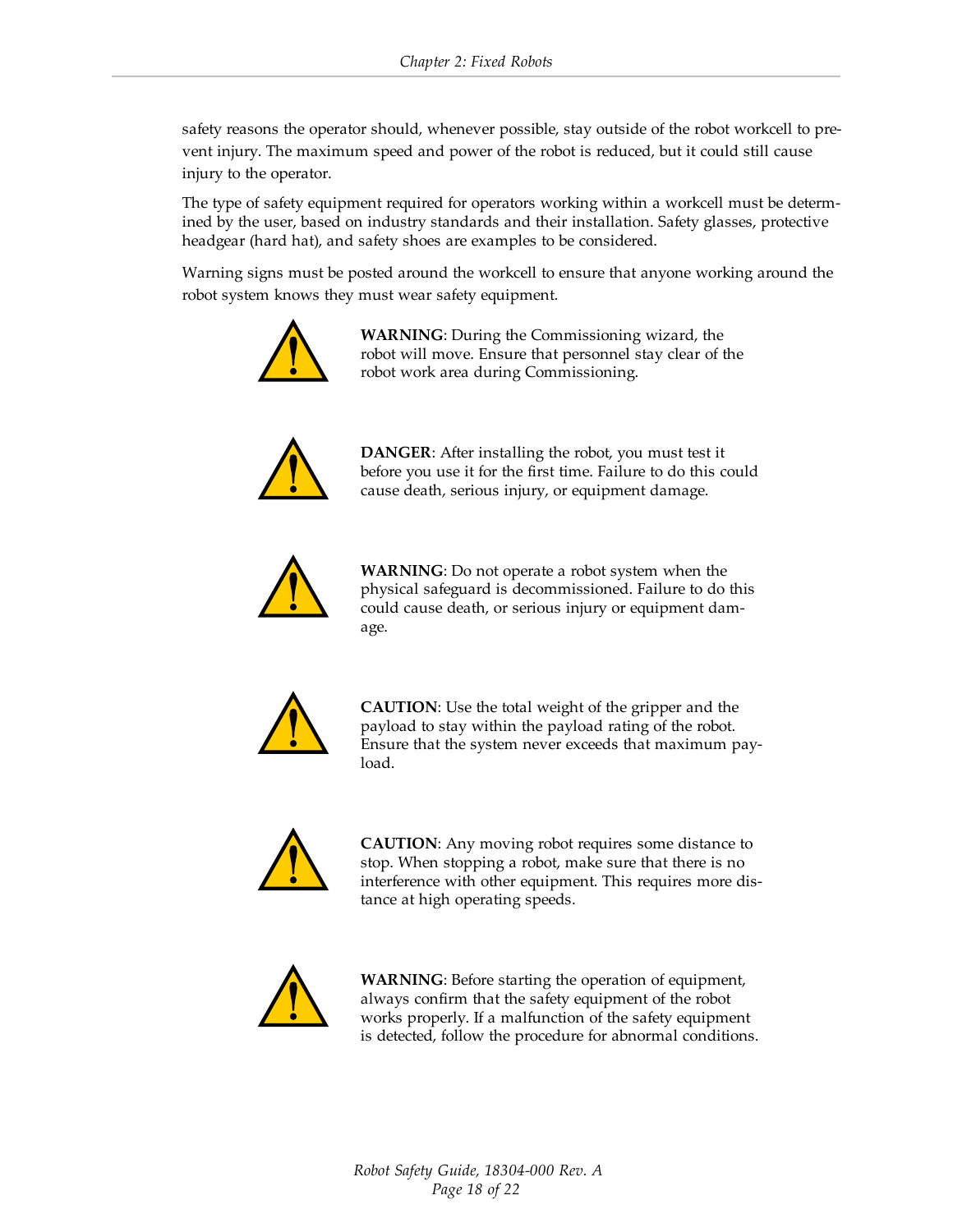safety reasons the operator should, whenever possible, stay outside of the robot workcell to prevent injury. The maximum speed and power of the robot is reduced, but it could still cause injury to the operator.

The type of safety equipment required for operators working within a workcell must be determined by the user, based on industry standards and their installation. Safety glasses, protective headgear (hard hat), and safety shoes are examples to be considered.

Warning signs must be posted around the workcell to ensure that anyone working around the robot system knows they must wear safety equipment.

**WARNING**: During the Commissioning wizard, the robot will move. Ensure that personnel stay clear of the robot work area during Commissioning.

**DANGER**: After installing the robot, you must test it before you use it for the first time. Failure to do this could cause death, serious injury, or equipment damage.

**WARNING**: Do not operate a robot system when the physical safeguard is decommissioned. Failure to do this could cause death, or serious injury or equipment damage.

**CAUTION**: Use the total weight of the gripper and the payload to stay within the payload rating of the robot. Ensure that the system never exceeds that maximum payload.

**CAUTION**: Any moving robot requires some distance to stop. When stopping a robot, make sure that there is no interference with other equipment. This requires more distance at high operating speeds.

**WARNING**: Before starting the operation of equipment, always confirm that the safety equipment of the robot works properly. If a malfunction of the safety equipment is detected, follow the procedure for abnormal conditions.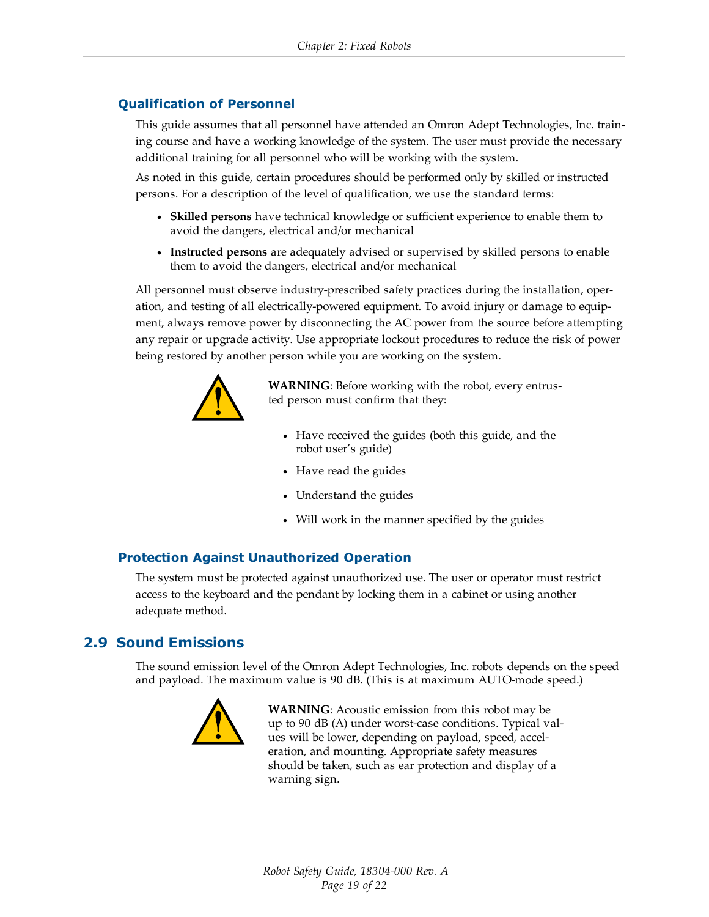### Qualification of Personnel

This guide assumes that all personnel have attended an Omron Adept Technologies, Inc. training course and have a working knowledge of the system. The user must provide the necessary additional training for all personnel who will be working with the system.

As noted in this guide, certain procedures should be performed only by skilled or instructed persons. For a description of the level of qualification, we use the standard terms:

- **Skilled persons** have technical knowledge or sufficient experience to enable them to avoid the dangers, electrical and/or mechanical
- **Instructed persons** are adequately advised or supervised by skilled persons to enable them to avoid the dangers, electrical and/or mechanical

All personnel must observe industry-prescribed safety practices during the installation, operation, and testing of all electrically-powered equipment. To avoid injury or damage to equipment, always remove power by disconnecting the AC power from the source before attempting any repair or upgrade activity. Use appropriate lockout procedures to reduce the risk of power being restored by another person while you are working on the system.

**WARNING**: Before working with the robot, every entrusted person must confirm that they:

- Have received the guides (both this guide, and the robot user's guide)
- Have read the guides
- Understand the guides
- Will work in the manner specified by the guides

### Protection Against Unauthorized Operation

The system must be protected against unauthorized use. The user or operator must restrict access to the keyboard and the pendant by locking them in a cabinet or using another adequate method.

## 2.9 Sound Emissions

The sound emission level of the Omron Adept Technologies, Inc. robots depends on the speed and payload. The maximum value is 90 dB. (This is at maximum AUTO-mode speed.)

**WARNING**: Acoustic emission from this robot may be up to 90 dB (A) under worst-case conditions. Typical values will be lower, depending on payload, speed, acceleration, and mounting. Appropriate safety measures should be taken, such as ear protection and display of a warning sign.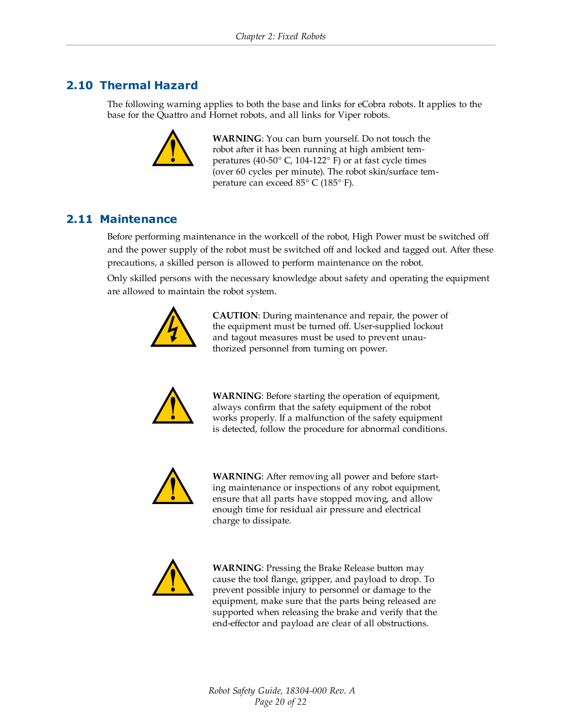## 2.10 Thermal Hazard

The following warning applies to both the base and links for eCobra robots. It applies to the base for the Quattro and Hornet robots, and all links for Viper robots.

**WARNING**: You can burn yourself. Do not touch the robot after it has been running at high ambient temperatures (40-50° C, 104-122° F) or at fast cycle times (over 60 cycles per minute). The robot skin/surface temperature can exceed 85° C (185° F).

## 2.11 Maintenance

Before performing maintenance in the workcell of the robot, High Power must be switched off and the power supply of the robot must be switched off and locked and tagged out. After these precautions, a skilled person is allowed to perform maintenance on the robot.

Only skilled persons with the necessary knowledge about safety and operating the equipment are allowed to maintain the robot system.

**CAUTION**: During maintenance and repair, the power of the equipment must be turned off. User-supplied lockout and tagout measures must be used to prevent unauthorized personnel from turning on power.

**WARNING**: Before starting the operation of equipment, always confirm that the safety equipment of the robot works properly. If a malfunction of the safety equipment is detected, follow the procedure for abnormal conditions.

**WARNING**: After removing all power and before starting maintenance or inspections of any robot equipment, ensure that all parts have stopped moving, and allow enough time for residual air pressure and electrical charge to dissipate.

**WARNING**: Pressing the Brake Release button may cause the tool flange, gripper, and payload to drop. To prevent possible injury to personnel or damage to the equipment, make sure that the parts being released are supported when releasing the brake and verify that the end-effector and payload are clear of all obstructions.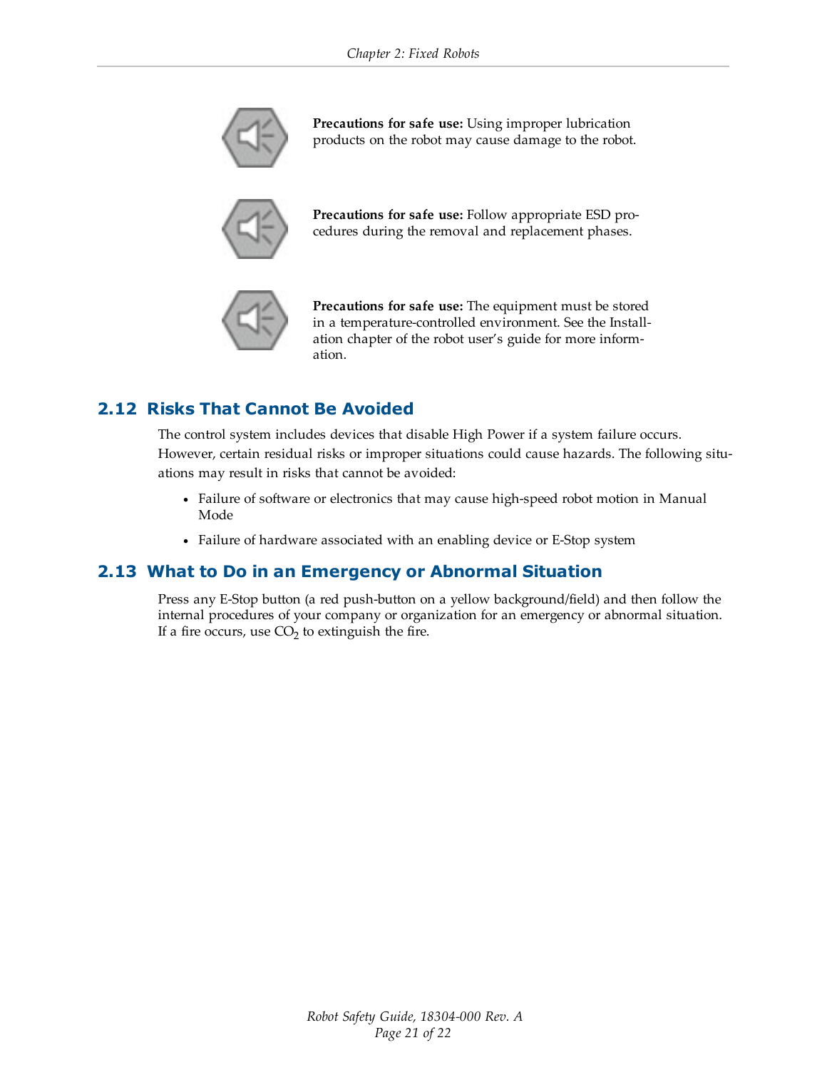**Precautions for safe use:** Using improper lubrication products on the robot may cause damage to the robot.

**Precautions for safe use:** Follow appropriate ESD procedures during the removal and replacement phases.

**Precautions for safe use:** The equipment must be stored in a temperature-controlled environment. See the Installation chapter of the robot user's guide for more information.

## 2.12 Risks That Cannot Be Avoided

The control system includes devices that disable High Power if a system failure occurs. However, certain residual risks or improper situations could cause hazards. The following situations may result in risks that cannot be avoided:

- Failure of software or electronics that may cause high-speed robot motion in Manual Mode
- Failure of hardware associated with an enabling device or E-Stop system

## 2.13 What to Do in an Emergency or Abnormal Situation

Press any E-Stop button (a red push-button on a yellow background/field) and then follow the internal procedures of your company or organization for an emergency or abnormal situation. If a fire occurs, use $CO_2$ to extinguish the fire.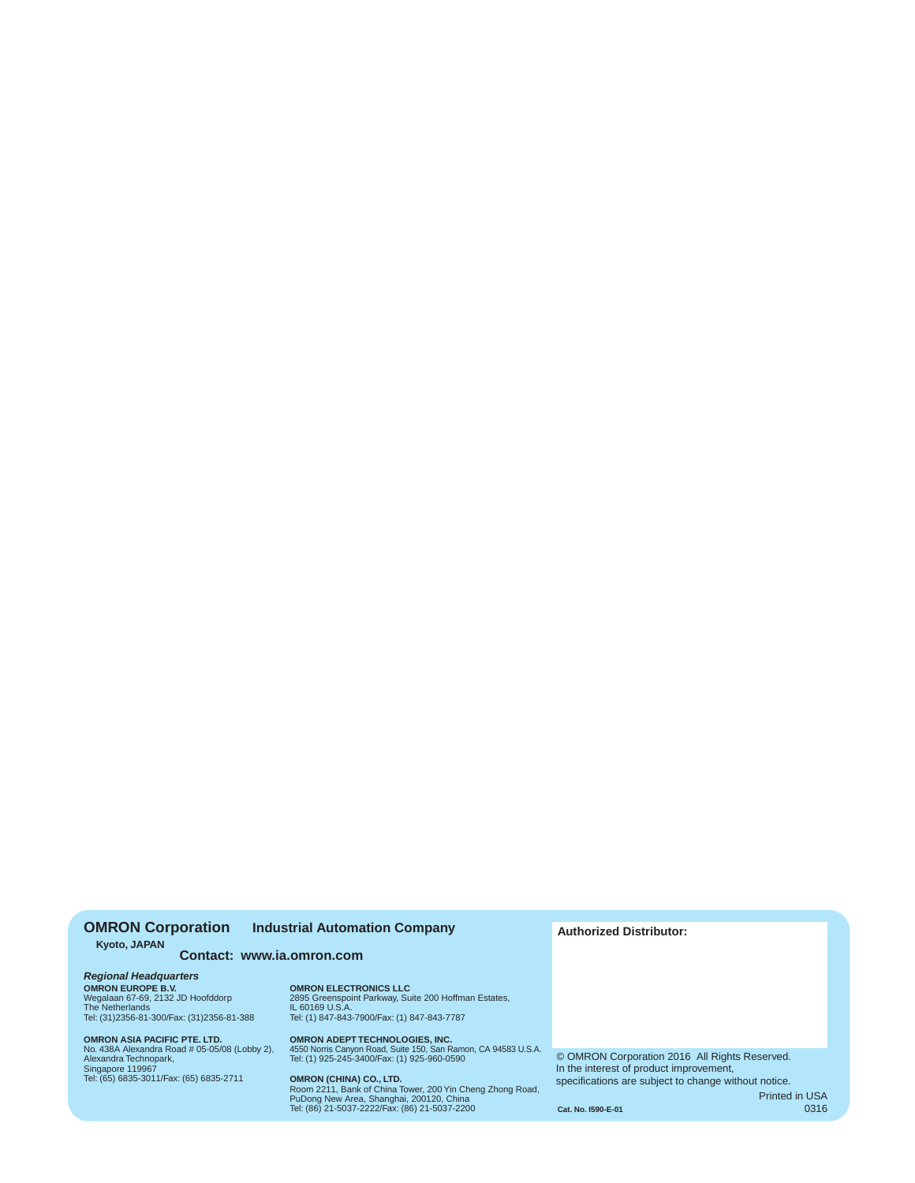**OMRON Corporation** **Industrial Automation Company**

**Kyoto, JAPAN**

**Contact: www.ia.omron.com**

***Regional Headquarters***

**OMRON EUROPE B.V.**
Wegalaan 67-69, 2132 JD Hoofddorp
The Netherlands
Tel: (31)2356-81-300/Fax: (31)2356-81-388

**OMRON ASIA PACIFIC PTE. LTD.**
No. 438A Alexandra Road # 05-05/08 (Lobby 2),
Alexandra Technopark,
Singapore 119967
Tel: (65) 6835-3011/Fax: (65) 6835-2711

**OMRON ELECTRONICS LLC**
2895 Greenspoint Parkway, Suite 200 Hoffman Estates,
IL 60169 U.S.A.
Tel: (1) 847-843-7900/Fax: (1) 847-843-7787

**OMRON ADEPT TECHNOLOGIES, INC.**
4550 Norris Canyon Road, Suite 150, San Ramon, CA 94583 U.S.A.
Tel: (1) 925-245-3400/Fax: (1) 925-960-0590

**OMRON (CHINA) CO., LTD.**
Room 2211, Bank of China Tower, 200 Yin Cheng Zhong Road,
PuDong New Area, Shanghai, 200120, China
Tel: (86) 21-5037-2222/Fax: (86) 21-5037-2200

**Authorized Distributor:**

© OMRON Corporation 2016 All Rights Reserved.
In the interest of product improvement,
specifications are subject to change without notice.

**Cat. No. I590-E-01**

Printed in USA
0316